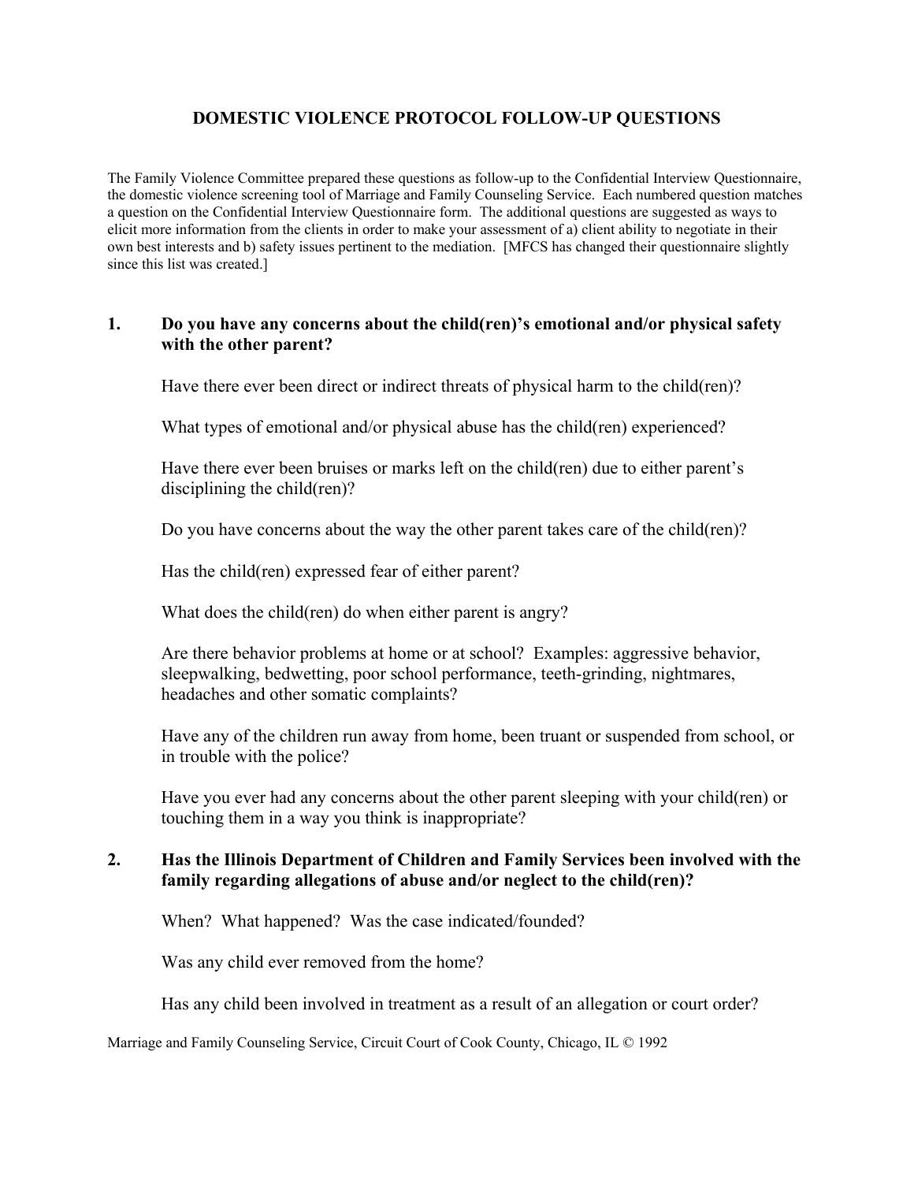# DOMESTIC VIOLENCE PROTOCOL FOLLOW-UP QUESTIONS

The Family Violence Committee prepared these questions as follow-up to the Confidential Interview Questionnaire, the domestic violence screening tool of Marriage and Family Counseling Service. Each numbered question matches a question on the Confidential Interview Questionnaire form. The additional questions are suggested as ways to elicit more information from the clients in order to make your assessment of a) client ability to negotiate in their own best interests and b) safety issues pertinent to the mediation. [MFCS has changed their questionnaire slightly since this list was created.]

**1. Do you have any concerns about the child(ren)'s emotional and/or physical safety with the other parent?**

Have there ever been direct or indirect threats of physical harm to the child(ren)?

What types of emotional and/or physical abuse has the child(ren) experienced?

Have there ever been bruises or marks left on the child(ren) due to either parent's disciplining the child(ren)?

Do you have concerns about the way the other parent takes care of the child(ren)?

Has the child(ren) expressed fear of either parent?

What does the child(ren) do when either parent is angry?

Are there behavior problems at home or at school? Examples: aggressive behavior, sleepwalking, bedwetting, poor school performance, teeth-grinding, nightmares, headaches and other somatic complaints?

Have any of the children run away from home, been truant or suspended from school, or in trouble with the police?

Have you ever had any concerns about the other parent sleeping with your child(ren) or touching them in a way you think is inappropriate?

**2. Has the Illinois Department of Children and Family Services been involved with the family regarding allegations of abuse and/or neglect to the child(ren)?**

When? What happened? Was the case indicated/founded?

Was any child ever removed from the home?

Has any child been involved in treatment as a result of an allegation or court order?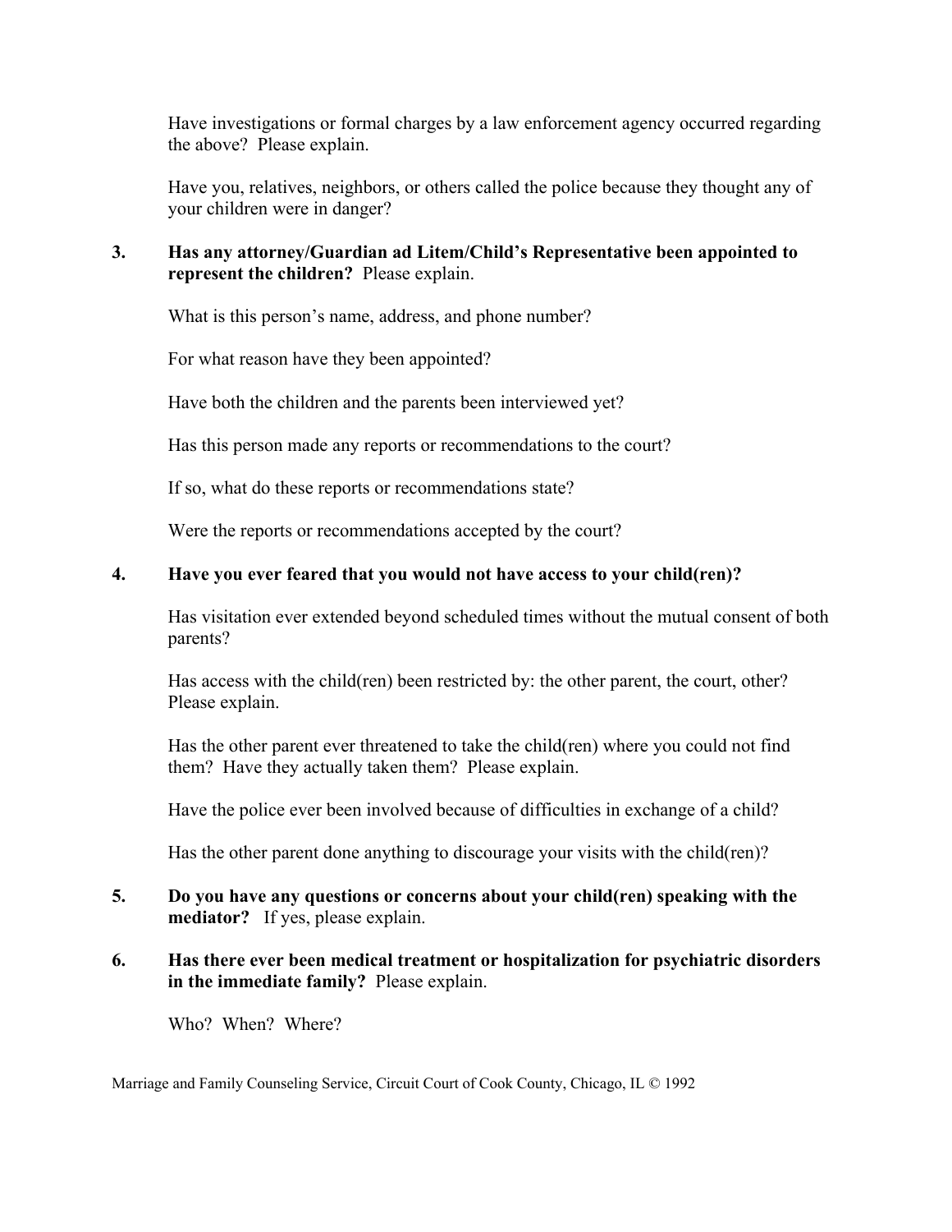Have investigations or formal charges by a law enforcement agency occurred regarding the above? Please explain.

Have you, relatives, neighbors, or others called the police because they thought any of your children were in danger?

3. **Has any attorney/Guardian ad Litem/Child's Representative been appointed to represent the children?** Please explain.

   What is this person's name, address, and phone number?

   For what reason have they been appointed?

   Have both the children and the parents been interviewed yet?

   Has this person made any reports or recommendations to the court?

   If so, what do these reports or recommendations state?

   Were the reports or recommendations accepted by the court?

4. **Have you ever feared that you would not have access to your child(ren)?**

   Has visitation ever extended beyond scheduled times without the mutual consent of both parents?

   Has access with the child(ren) been restricted by: the other parent, the court, other? Please explain.

   Has the other parent ever threatened to take the child(ren) where you could not find them? Have they actually taken them? Please explain.

   Have the police ever been involved because of difficulties in exchange of a child?

   Has the other parent done anything to discourage your visits with the child(ren)?

5. **Do you have any questions or concerns about your child(ren) speaking with the mediator?** If yes, please explain.

6. **Has there ever been medical treatment or hospitalization for psychiatric disorders in the immediate family?** Please explain.

   Who? When? Where?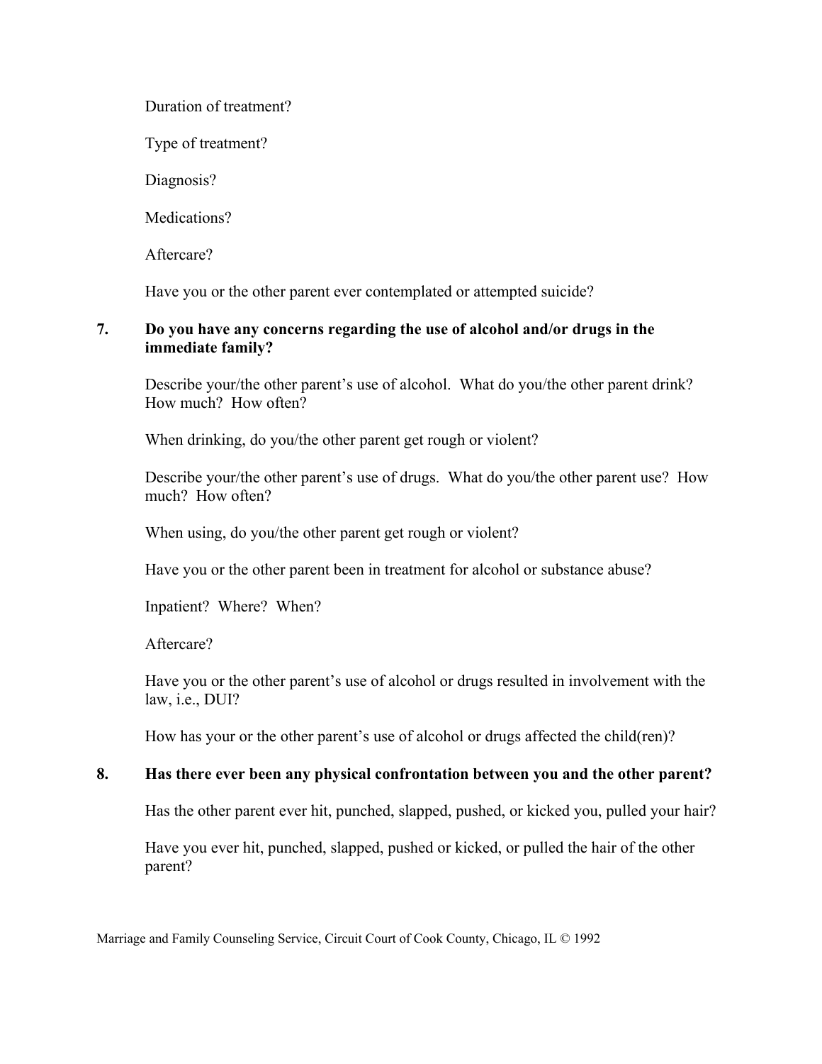Duration of treatment?

Type of treatment?

Diagnosis?

Medications?

Aftercare?

Have you or the other parent ever contemplated or attempted suicide?

**7. Do you have any concerns regarding the use of alcohol and/or drugs in the immediate family?**

Describe your/the other parent's use of alcohol. What do you/the other parent drink? How much? How often?

When drinking, do you/the other parent get rough or violent?

Describe your/the other parent's use of drugs. What do you/the other parent use? How much? How often?

When using, do you/the other parent get rough or violent?

Have you or the other parent been in treatment for alcohol or substance abuse?

Inpatient? Where? When?

Aftercare?

Have you or the other parent's use of alcohol or drugs resulted in involvement with the law, i.e., DUI?

How has your or the other parent's use of alcohol or drugs affected the child(ren)?

**8. Has there ever been any physical confrontation between you and the other parent?**

Has the other parent ever hit, punched, slapped, pushed, or kicked you, pulled your hair?

Have you ever hit, punched, slapped, pushed or kicked, or pulled the hair of the other parent?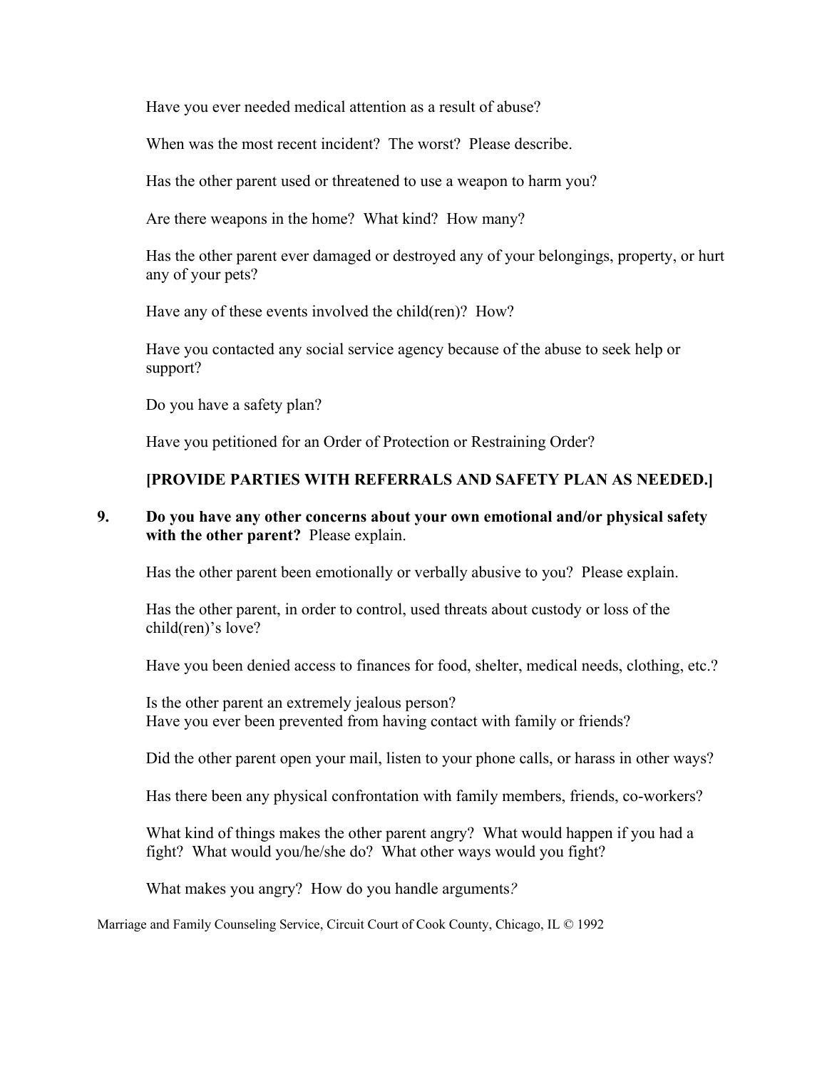Have you ever needed medical attention as a result of abuse?

When was the most recent incident? The worst? Please describe.

Has the other parent used or threatened to use a weapon to harm you?

Are there weapons in the home? What kind? How many?

Has the other parent ever damaged or destroyed any of your belongings, property, or hurt any of your pets?

Have any of these events involved the child(ren)? How?

Have you contacted any social service agency because of the abuse to seek help or support?

Do you have a safety plan?

Have you petitioned for an Order of Protection or Restraining Order?

**[PROVIDE PARTIES WITH REFERRALS AND SAFETY PLAN AS NEEDED.]**

9. **Do you have any other concerns about your own emotional and/or physical safety with the other parent?** Please explain.

   Has the other parent been emotionally or verbally abusive to you? Please explain.

   Has the other parent, in order to control, used threats about custody or loss of the child(ren)'s love?

   Have you been denied access to finances for food, shelter, medical needs, clothing, etc.?

   Is the other parent an extremely jealous person?
   Have you ever been prevented from having contact with family or friends?

   Did the other parent open your mail, listen to your phone calls, or harass in other ways?

   Has there been any physical confrontation with family members, friends, co-workers?

   What kind of things makes the other parent angry? What would happen if you had a fight? What would you/he/she do? What other ways would you fight?

   What makes you angry? How do you handle arguments*?*

Marriage and Family Counseling Service, Circuit Court of Cook County, Chicago, IL © 1992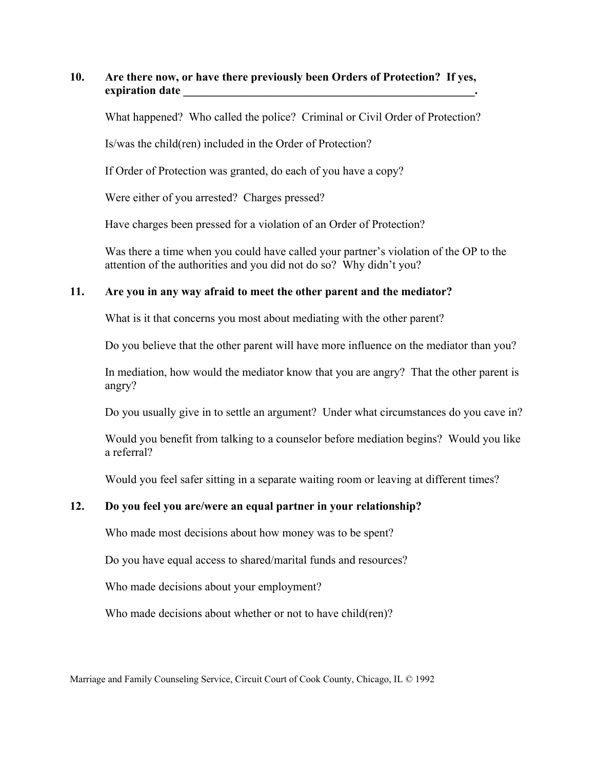**10. Are there now, or have there previously been Orders of Protection? If yes, expiration date _____________________________________________________.**

What happened? Who called the police? Criminal or Civil Order of Protection?

Is/was the child(ren) included in the Order of Protection?

If Order of Protection was granted, do each of you have a copy?

Were either of you arrested? Charges pressed?

Have charges been pressed for a violation of an Order of Protection?

Was there a time when you could have called your partner's violation of the OP to the attention of the authorities and you did not do so? Why didn't you?

**11. Are you in any way afraid to meet the other parent and the mediator?**

What is it that concerns you most about mediating with the other parent?

Do you believe that the other parent will have more influence on the mediator than you?

In mediation, how would the mediator know that you are angry? That the other parent is angry?

Do you usually give in to settle an argument? Under what circumstances do you cave in?

Would you benefit from talking to a counselor before mediation begins? Would you like a referral?

Would you feel safer sitting in a separate waiting room or leaving at different times?

**12. Do you feel you are/were an equal partner in your relationship?**

Who made most decisions about how money was to be spent?

Do you have equal access to shared/marital funds and resources?

Who made decisions about your employment?

Who made decisions about whether or not to have child(ren)?

Marriage and Family Counseling Service, Circuit Court of Cook County, Chicago, IL © 1992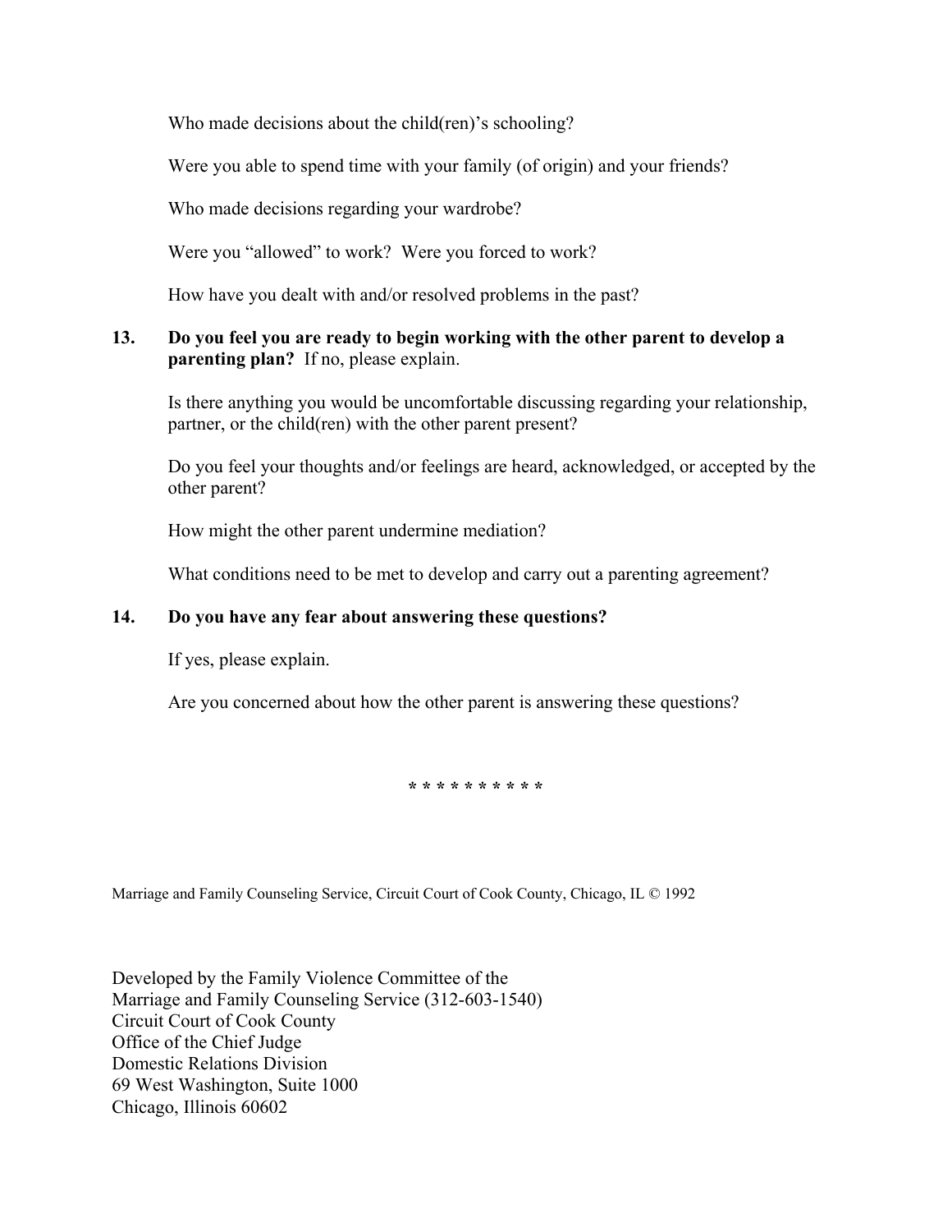Who made decisions about the child(ren)'s schooling?

Were you able to spend time with your family (of origin) and your friends?

Who made decisions regarding your wardrobe?

Were you "allowed" to work? Were you forced to work?

How have you dealt with and/or resolved problems in the past?

**13. Do you feel you are ready to begin working with the other parent to develop a parenting plan?** If no, please explain.

Is there anything you would be uncomfortable discussing regarding your relationship, partner, or the child(ren) with the other parent present?

Do you feel your thoughts and/or feelings are heard, acknowledged, or accepted by the other parent?

How might the other parent undermine mediation?

What conditions need to be met to develop and carry out a parenting agreement?

**14. Do you have any fear about answering these questions?**

If yes, please explain.

Are you concerned about how the other parent is answering these questions?

\* \* \* \* \* \* \* \* \* \*

Marriage and Family Counseling Service, Circuit Court of Cook County, Chicago, IL © 1992

Developed by the Family Violence Committee of the
Marriage and Family Counseling Service (312-603-1540)
Circuit Court of Cook County
Office of the Chief Judge
Domestic Relations Division
69 West Washington, Suite 1000
Chicago, Illinois 60602